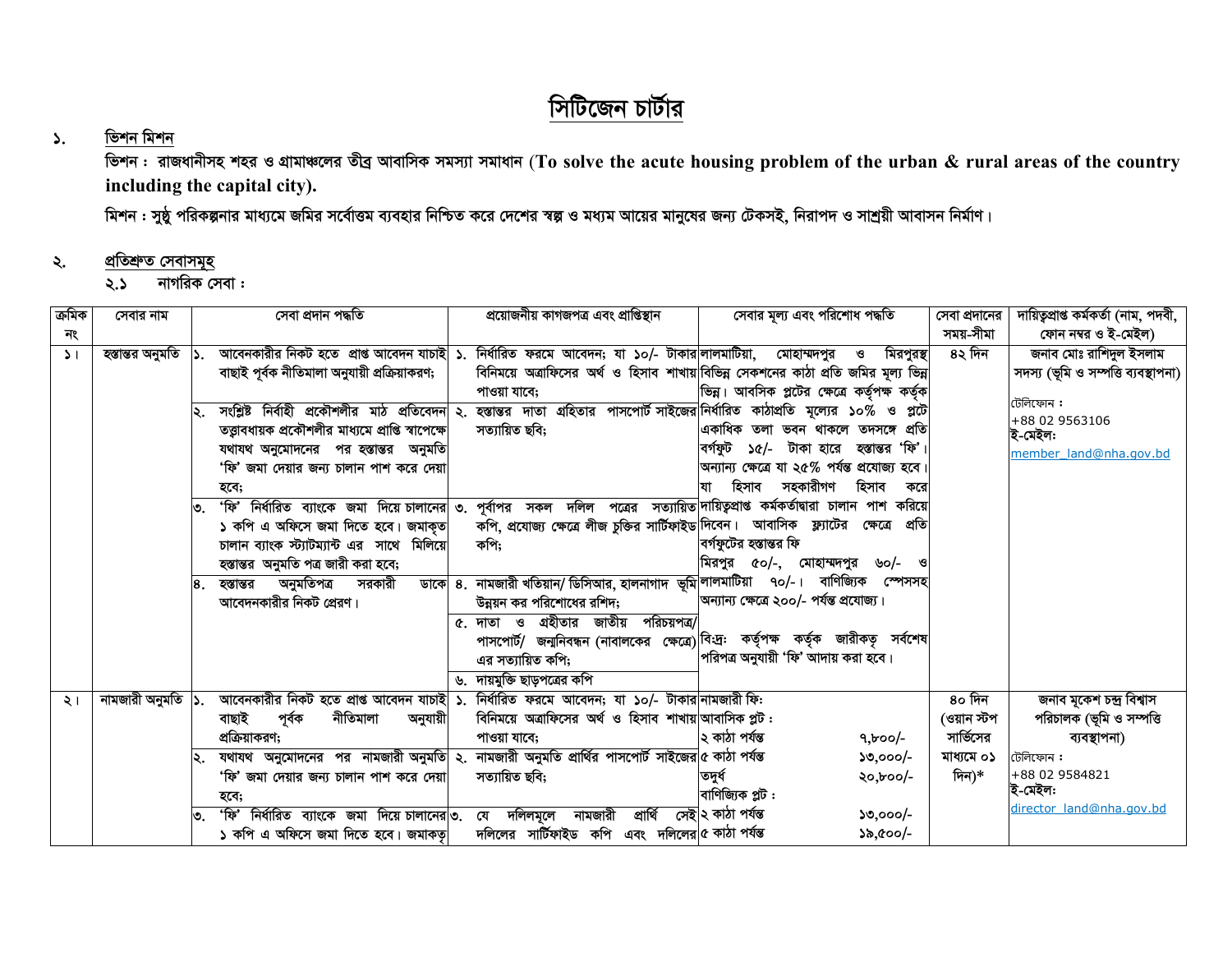# সিটিজেন চার্টার

## ১. ভিশন মিশন

**ভিশন :** রাজধানীসহ শহর ও গ্রামাঞ্চলের তীব্র আবাসিক সমস্যা সমাধান (**To solve the acute housing problem of the urban & rural areas of the country including the capital city).**

**মিশন :** সুষ্ঠু পরিকল্পনার মাধ্যমে জমির সর্বোত্তম ব্যবহার নিশ্চিত করে দেশের স্বল্প ও মধ্যম আয়ের মানুষের জন্য টেকসই, নিরাপদ ও সাশ্রয়ী আবাসন নির্মাণ।

## ২. প্রতিশ্রুত সেবাসমূহ

### ২.১ নাগরিক সেবা :

| ক্রমিক নং | সেবার নাম | সেবা প্রদান পদ্ধতি | প্রয়োজনীয় কাগজপত্র এবং প্রাপ্তিস্থান | সেবার মূল্য এবং পরিশোধ পদ্ধতি | সেবা প্রদানের সময়-সীমা | দায়িত্বপ্রাপ্ত কর্মকর্তা (নাম, পদবী, ফোন নম্বর ও ই-মেইল) |
|---|---|---|---|---|---|---|
| ১। | হস্তান্তর অনুমতি | ১. আবেনকারীর নিকট হতে প্রাপ্ত আবেদন যাচাই বাছাই পূর্বক নীতিমালা অনুযায়ী প্রক্রিয়াকরণ;<br>২. সংশ্লিষ্ট নির্বাহী প্রকৌশলীর মাঠ প্রতিবেদন তত্ত্বাবধায়ক প্রকৌশলীর মাধ্যমে প্রাপ্তি স্বাপেক্ষে যথাযথ অনুমোদনের পর হস্তান্তর অনুমতি 'ফি' জমা দেয়ার জন্য চালান পাশ করে দেয়া হবে;<br>৩. 'ফি' নির্ধারিত ব্যাংকে জমা দিয়ে চালানের ১ কপি এ অফিসে জমা দিতে হবে। জমাকৃত চালান ব্যাংক স্ট্যাটম্যান্ট এর সাথে মিলিয়ে হস্তান্তর অনুমতি পত্র জারী করা হবে;<br>৪. হস্তান্তর অনুমতিপত্র সরকারী ডাকে আবেদনকারীর নিকট প্রেরণ। | ১. নির্ধারিত ফরমে আবেদন; যা ১০/- টাকার বিনিময়ে অত্রাফিসের অর্থ ও হিসাব শাখায় পাওয়া যাবে;<br>২. হস্তান্তর দাতা গ্রহিতার পাসপোর্ট সাইজের সত্যায়িত ছবি;<br>৩. পূর্বাপর সকল দলিল পত্রের সত্যায়িত কপি, প্রযোজ্য ক্ষেত্রে লীজ চুক্তির সার্টিফাইড কপি;<br>৪. নামজারী খতিয়ান/ ডিসিআর, হালনাগাদ ভূমি উন্নয়ন কর পরিশোধের রশিদ;<br>৫. দাতা ও গ্রহীতার জাতীয় পরিচয়পত্র/ পাসপোর্ট/ জন্মনিবন্ধন (নাবালকের ক্ষেত্রে) এর সত্যায়িত কপি;<br>৬. দায়মুক্তি ছাড়পত্রের কপি | লালমাটিয়া, মোহাম্মদপুর ও মিরপুরস্থ বিভিন্ন সেকশনের কাঠা প্রতি জমির মূল্য ভিন্ন ভিন্ন। আবসিক প্লটের ক্ষেত্রে কর্তৃপক্ষ কর্তৃক নির্ধারিত কাঠাপ্রতি মূল্যের ১০% ও প্লটে একাধিক তলা ভবন থাকলে তদসঙ্গে প্রতি বর্গফুট ১৫/- টাকা হারে হস্তান্তর 'ফি'। অন্যান্য ক্ষেত্রে যা ২৫% পর্যন্ত প্রযোজ্য হবে। যা হিসাব সহকারীগণ হিসাব করে দায়িত্বপ্রাপ্ত কর্মকর্তাদ্বারা চালান পাশ করিয়ে দিবেন। আবাসিক ফ্ল্যাটের ক্ষেত্রে প্রতি বর্গফুটের হস্তান্তর ফি মিরপুর ৫০/-, মোহাম্মদপুর ৬০/- ও লালমাটিয়া ৭০/-। বাণিজ্যিক স্পেসসহ অন্যান্য ক্ষেত্রে ২০০/- পর্যন্ত প্রযোজ্য।<br>বিঃদ্রঃ কর্তৃপক্ষ কর্তৃক জারীকৃত সর্বশেষ পরিপত্র অনুযায়ী 'ফি' আদায় করা হবে। | ৪২ দিন | জনাব মোঃ রাশিদুল ইসলাম<br>সদস্য (ভূমি ও সম্পত্তি ব্যবস্থাপনা)<br>টেলিফোন :<br>+88 02 9563106<br>ই-মেইল:<br>member_land@nha.gov.bd |
| ২। | নামজারী অনুমতি | ১. আবেনকারীর নিকট হতে প্রাপ্ত আবেদন যাচাই বাছাই পূর্বক নীতিমালা অনুযায়ী প্রক্রিয়াকরণ;<br>২. যথাযথ অনুমোদনের পর নামজারী অনুমতি 'ফি' জমা দেয়ার জন্য চালান পাশ করে দেয়া হবে;<br>৩. 'ফি' নির্ধারিত ব্যাংকে জমা দিয়ে চালানের ১ কপি এ অফিসে জমা দিতে হবে। জমাকৃ | ১. নির্ধারিত ফরমে আবেদন; যা ১০/- টাকার বিনিময়ে অত্রাফিসের অর্থ ও হিসাব শাখায় পাওয়া যাবে;<br>২. নামজারী অনুমতি প্রার্থির পাসপোর্ট সাইজের সত্যায়িত ছবি;<br>৩. যে দলিলমূলে নামজারী প্রার্থি সেই দলিলের সার্টিফাইড কপি এবং দলিলের | নামজারী ফিঃ<br>আবাসিক প্লট :<br>২ কাঠা পর্যন্ত ৭,৮০০/-<br>৫ কাঠা পর্যন্ত ১৩,০০০/-<br>তদূর্ধ ২০,৮০০/-<br>বাণিজ্যিক প্লট :<br>২ কাঠা পর্যন্ত ১৩,০০০/-<br>৫ কাঠা পর্যন্ত ১৯,৫০০/- | ৪০ দিন (ওয়ান স্টপ সার্ভিসের মাধ্যমে ০১ দিন)* | জনাব মুকেশ চন্দ্র বিশ্বাস<br>পরিচালক (ভূমি ও সম্পত্তি ব্যবস্থাপনা)<br>টেলিফোন :<br>+88 02 9584821<br>ই-মেইল:<br>director_land@nha.gov.bd |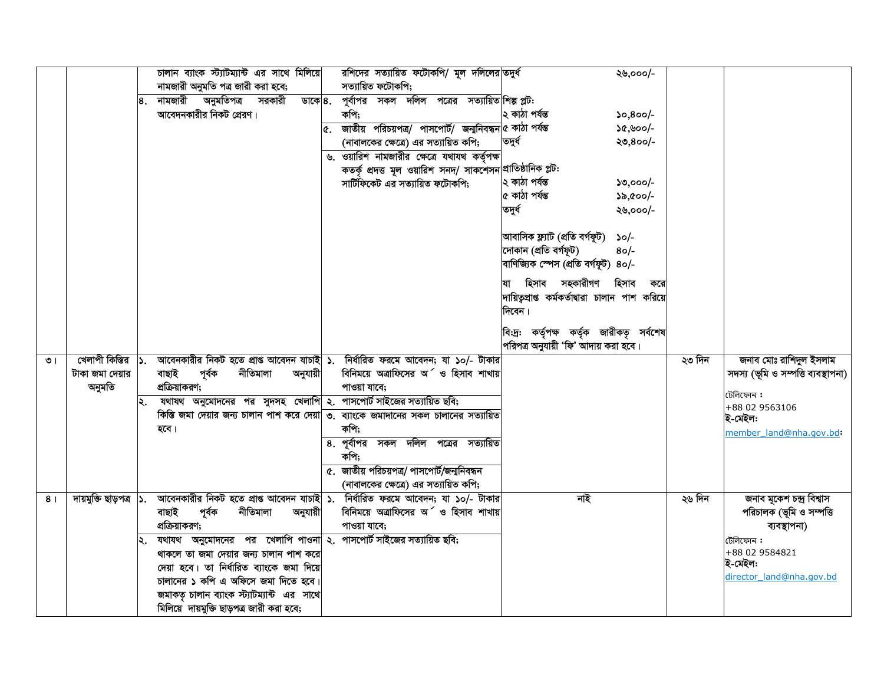| | | | | | | |
|---|---|---|---|---|---|---|
| | | চালান ব্যাংক স্ট্যাটম্যান্ট এর সাথে মিলিয়ে নামজারী অনুমতি পত্র জারী করা হবে;<br>৪. নামজারী অনুমতিপত্র সরকারী ডাকে আবেদনকারীর নিকট প্রেরণ। | রশিদের সত্যায়িত ফটোকপি/ মূল দলিলের সত্যায়িত ফটোকপি;<br>৪. পূর্বাপর সকল দলিল পত্রের সত্যায়িত কপি;<br>৫. জাতীয় পরিচয়পত্র/ পাসপোর্ট/ জন্মনিবন্ধন (নাবালকের ক্ষেত্রে) এর সত্যায়িত কপি;<br>৬. ওয়ারিশ নামজারীর ক্ষেত্রে যথাযথ কর্তৃপক্ষ কতর্ক প্রদত্ত মূল ওয়ারিশ সনদ/ সাকশেসন সার্টিফিকেট এর সত্যায়িত ফটোকপি; | তদুর্ধ ২৬,০০০/-<br><br>শিল্প প্লটঃ<br>২ কাঠা পর্যন্ত ১০,৪০০/-<br>৫ কাঠা পর্যন্ত ১৫,৬০০/-<br>তদুর্ধ ২৩,৪০০/-<br><br>প্রাতিষ্ঠানিক প্লটঃ<br>২ কাঠা পর্যন্ত ১৩,০০০/-<br>৫ কাঠা পর্যন্ত ১৯,৫০০/-<br>তদুর্ধ ২৬,০০০/-<br><br>আবাসিক ফ্ল্যাট (প্রতি বর্গফুট) ১০/-<br>দোকান (প্রতি বর্গফুট) ৪০/-<br>বাণিজ্যিক স্পেস (প্রতি বর্গফুট) ৪০/-<br><br>যা হিসাব সহকারীগণ হিসাব করে দায়িত্বপ্রাপ্ত কর্মকর্তাদ্বারা চালান পাশ করিয়ে দিবেন।<br><br>বিঃদ্রঃ কর্তৃপক্ষ কর্তৃক জারীকৃত সর্বশেষ পরিপত্র অনুযায়ী 'ফি' আদায় করা হবে। | | |
| ৩। | খেলাপী কিস্তির টাকা জমা দেয়ার অনুমতি | ১. আবেনকারীর নিকট হতে প্রাপ্ত আবেদন যাচাই বাছাই পূর্বক নীতিমালা অনুযায়ী প্রক্রিয়াকরণ;<br>২. যথাযথ অনুমোদনের পর সুদসহ খেলাপি কিস্তি জমা দেয়ার জন্য চালান পাশ করে দেয়া হবে। | ১. নির্ধারিত ফরমে আবেদন; যা ১০/- টাকার বিনিময়ে অত্রাফিসের অর্থ ও হিসাব শাখায় পাওয়া যাবে;<br>২. পাসপোর্ট সাইজের সত্যায়িত ছবি;<br>৩. ব্যাংকে জমাদানের সকল চালানের সত্যায়িত কপি;<br>৪. পূর্বাপর সকল দলিল পত্রের সত্যায়িত কপি;<br>৫. জাতীয় পরিচয়পত্র/ পাসপোর্ট/জন্মনিবন্ধন (নাবালকের ক্ষেত্রে) এর সত্যায়িত কপি; | | ২৩ দিন | জনাব মোঃ রাশিদুল ইসলাম<br>সদস্য (ভূমি ও সম্পত্তি ব্যবস্থাপনা)<br>টেলিফোন :<br>+88 02 9563106<br>ই-মেইল:<br>member_land@nha.gov.bd: |
| ৪। | দায়মুক্তি ছাড়পত্র | ১. আবেনকারীর নিকট হতে প্রাপ্ত আবেদন যাচাই বাছাই পূর্বক নীতিমালা অনুযায়ী প্রক্রিয়াকরণ;<br>২. যথাযথ অনুমোদনের পর খেলাপি পাওনা থাকলে তা জমা দেয়ার জন্য চালান পাশ করে দেয়া হবে। তা নির্ধারিত ব্যাংকে জমা দিয়ে চালানের ১ কপি এ অফিসে জমা দিতে হবে। জমাকৃত চালান ব্যাংক স্ট্যাটম্যান্ট এর সাথে মিলিয়ে দায়মুক্তি ছাড়পত্র জারী করা হবে; | ১. নির্ধারিত ফরমে আবেদন; যা ১০/- টাকার বিনিময়ে অত্রাফিসের অর্থ ও হিসাব শাখায় পাওয়া যাবে;<br>২. পাসপোর্ট সাইজের সত্যায়িত ছবি; | নাই | ২৬ দিন | জনাব মুকেশ চন্দ্র বিশ্বাস<br>পরিচালক (ভূমি ও সম্পত্তি ব্যবস্থাপনা)<br>টেলিফোন :<br>+88 02 9584821<br>ই-মেইল:<br>director_land@nha.gov.bd |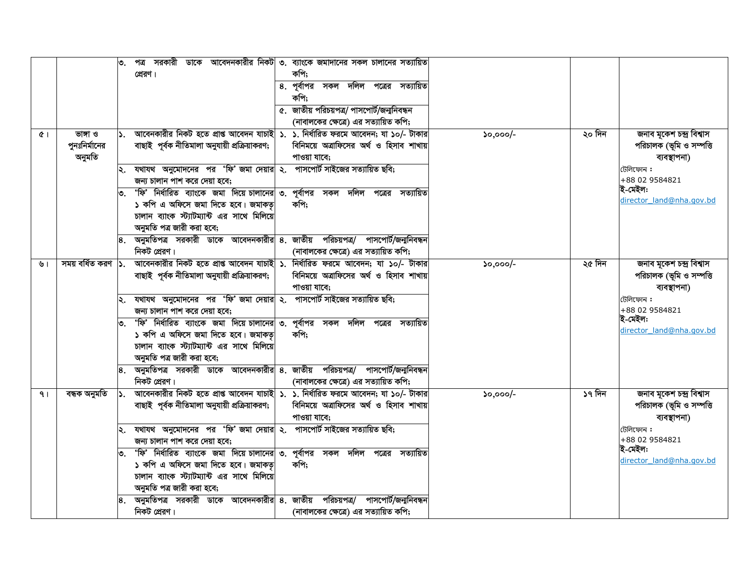| | | | | | | |
|---|---|---|---|---|---|---|
| | | ৩. পত্র সরকারী ডাকে আবেদনকারীর নিকট প্রেরণ। | ৩. ব্যাংকে জমাদানের সকল চালানের সত্যায়িত কপি; | | | |
| | | | ৪. পূর্বাপর সকল দলিল পত্রের সত্যায়িত কপি; | | | |
| | | | ৫. জাতীয় পরিচয়পত্র/ পাসপোর্ট/জন্মনিবন্ধন (নাবালকের ক্ষেত্রে) এর সত্যায়িত কপি; | | | |
| ৫। | ভাঙ্গা ও পুনঃনির্মানের অনুমতি | ১. আবেনকারীর নিকট হতে প্রাপ্ত আবেদন যাচাই বাছাই পূর্বক নীতিমালা অনুযায়ী প্রক্রিয়াকরণ; | ১. ১. নির্ধারিত ফরমে আবেদন; যা ১০/- টাকার বিনিময়ে অত্রাফিসের অর্থ ও হিসাব শাখায় পাওয়া যাবে; | ১০,০০০/- | ২০ দিন | জনাব মুকেশ চন্দ্র বিশ্বাস পরিচালক (ভূমি ও সম্পত্তি ব্যবস্থাপনা) টেলিফোন : +88 02 9584821 ই-মেইল: director_land@nha.gov.bd |
| | | ২. যথাযথ অনুমোদনের পর 'ফি' জমা দেয়ার জন্য চালান পাশ করে দেয়া হবে; | ২. পাসপোর্ট সাইজের সত্যায়িত ছবি; | | | |
| | | ৩. 'ফি' নির্ধারিত ব্যাংকে জমা দিয়ে চালানের ১ কপি এ অফিসে জমা দিতে হবে। জমাকৃত চালান ব্যাংক স্ট্যাটম্যান্ট এর সাথে মিলিয়ে অনুমতি পত্র জারী করা হবে; | ৩. পূর্বাপর সকল দলিল পত্রের সত্যায়িত কপি; | | | |
| | | ৪. অনুমতিপত্র সরকারী ডাকে আবেদনকারীর নিকট প্রেরণ। | ৪. জাতীয় পরিচয়পত্র/ পাসপোর্ট/জন্মনিবন্ধন (নাবালকের ক্ষেত্রে) এর সত্যায়িত কপি; | | | |
| ৬। | সময় বর্ধিত করণ | ১. আবেনকারীর নিকট হতে প্রাপ্ত আবেদন যাচাই বাছাই পূর্বক নীতিমালা অনুযায়ী প্রক্রিয়াকরণ; | ১. নির্ধারিত ফরমে আবেদন; যা ১০/- টাকার বিনিময়ে অত্রাফিসের অর্থ ও হিসাব শাখায় পাওয়া যাবে; | ১০,০০০/- | ২৫ দিন | জনাব মুকেশ চন্দ্র বিশ্বাস পরিচালক (ভূমি ও সম্পত্তি ব্যবস্থাপনা) টেলিফোন : +88 02 9584821 ই-মেইল: director_land@nha.gov.bd |
| | | ২. যথাযথ অনুমোদনের পর 'ফি' জমা দেয়ার জন্য চালান পাশ করে দেয়া হবে; | ২. পাসপোর্ট সাইজের সত্যায়িত ছবি; | | | |
| | | ৩. 'ফি' নির্ধারিত ব্যাংকে জমা দিয়ে চালানের ১ কপি এ অফিসে জমা দিতে হবে। জমাকৃত চালান ব্যাংক স্ট্যাটম্যান্ট এর সাথে মিলিয়ে অনুমতি পত্র জারী করা হবে; | ৩. পূর্বাপর সকল দলিল পত্রের সত্যায়িত কপি; | | | |
| | | ৪. অনুমতিপত্র সরকারী ডাকে আবেদনকারীর নিকট প্রেরণ। | ৪. জাতীয় পরিচয়পত্র/ পাসপোর্ট/জন্মনিবন্ধন (নাবালকের ক্ষেত্রে) এর সত্যায়িত কপি; | | | |
| ৭। | বন্ধক অনুমতি | ১. আবেনকারীর নিকট হতে প্রাপ্ত আবেদন যাচাই বাছাই পূর্বক নীতিমালা অনুযায়ী প্রক্রিয়াকরণ; | ১. ১. নির্ধারিত ফরমে আবেদন; যা ১০/- টাকার বিনিময়ে অত্রাফিসের অর্থ ও হিসাব শাখায় পাওয়া যাবে; | ১০,০০০/- | ১৭ দিন | জনাব মুকেশ চন্দ্র বিশ্বাস পরিচালক (ভূমি ও সম্পত্তি ব্যবস্থাপনা) টেলিফোন : +88 02 9584821 ই-মেইল: director_land@nha.gov.bd |
| | | ২. যথাযথ অনুমোদনের পর 'ফি' জমা দেয়ার জন্য চালান পাশ করে দেয়া হবে; | ২. পাসপোর্ট সাইজের সত্যায়িত ছবি; | | | |
| | | ৩. 'ফি' নির্ধারিত ব্যাংকে জমা দিয়ে চালানের ১ কপি এ অফিসে জমা দিতে হবে। জমাকৃত চালান ব্যাংক স্ট্যাটম্যান্ট এর সাথে মিলিয়ে অনুমতি পত্র জারী করা হবে; | ৩. পূর্বাপর সকল দলিল পত্রের সত্যায়িত কপি; | | | |
| | | ৪. অনুমতিপত্র সরকারী ডাকে আবেদনকারীর নিকট প্রেরণ। | ৪. জাতীয় পরিচয়পত্র/ পাসপোর্ট/জন্মনিবন্ধন (নাবালকের ক্ষেত্রে) এর সত্যায়িত কপি; | | | |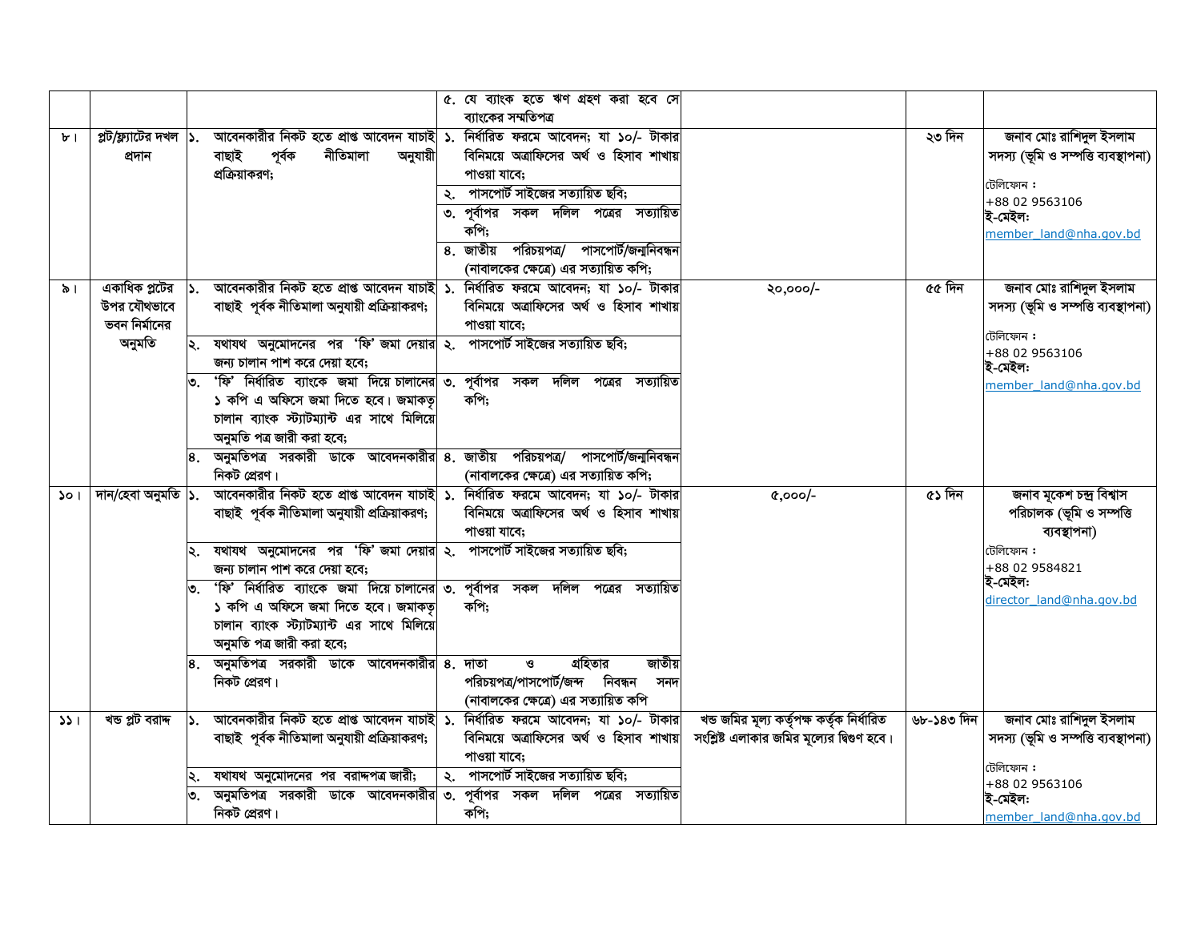|  |  |  |  |  |  |  |
|---|---|---|---|---|---|---|
|  |  |  | ৫. যে ব্যাংক হতে ঋণ গ্রহণ করা হবে সে ব্যাংকের সম্মতিপত্র |  |  |  |
| ৮। | প্লট/ফ্ল্যাটের দখল প্রদান | ১. আবেনকারীর নিকট হতে প্রাপ্ত আবেদন যাচাই বাছাই পূর্বক নীতিমালা অনুযায়ী প্রক্রিয়াকরণ; | ১. নির্ধারিত ফরমে আবেদন; যা ১০/- টাকার বিনিময়ে অত্রাফিসের অর্থ ও হিসাব শাখায় পাওয়া যাবে;<br>২. পাসপোর্ট সাইজের সত্যায়িত ছবি;<br>৩. পূর্বাপর সকল দলিল পত্রের সত্যায়িত কপি;<br>৪. জাতীয় পরিচয়পত্র/ পাসপোর্ট/জন্মনিবন্ধন (নাবালকের ক্ষেত্রে) এর সত্যায়িত কপি; |  | ২৩ দিন | জনাব মোঃ রাশিদুল ইসলাম<br>সদস্য (ভূমি ও সম্পত্তি ব্যবস্থাপনা)<br>টেলিফোন :<br>+88 02 9563106<br>ই-মেইল:<br>member_land@nha.gov.bd |
| ৯। | একাধিক প্লটের উপর যৌথভাবে ভবন নির্মানের অনুমতি | ১. আবেনকারীর নিকট হতে প্রাপ্ত আবেদন যাচাই বাছাই পূর্বক নীতিমালা অনুযায়ী প্রক্রিয়াকরণ;<br>২. যথাযথ অনুমোদনের পর 'ফি' জমা দেয়ার জন্য চালান পাশ করে দেয়া হবে;<br>৩. 'ফি' নির্ধারিত ব্যাংকে জমা দিয়ে চালানের ১ কপি এ অফিসে জমা দিতে হবে। জমাকৃ চালান ব্যাংক স্ট্যাটম্যান্ট এর সাথে মিলিয়ে অনুমতি পত্র জারী করা হবে;<br>৪. অনুমতিপত্র সরকারী ডাকে আবেদনকারীর নিকট প্রেরণ। | ১. নির্ধারিত ফরমে আবেদন; যা ১০/- টাকার বিনিময়ে অত্রাফিসের অর্থ ও হিসাব শাখায় পাওয়া যাবে;<br>২. পাসপোর্ট সাইজের সত্যায়িত ছবি;<br>৩. পূর্বাপর সকল দলিল পত্রের সত্যায়িত কপি;<br>৪. জাতীয় পরিচয়পত্র/ পাসপোর্ট/জন্মনিবন্ধন (নাবালকের ক্ষেত্রে) এর সত্যায়িত কপি; | ২০,০০০/- | ৫৫ দিন | জনাব মোঃ রাশিদুল ইসলাম<br>সদস্য (ভূমি ও সম্পত্তি ব্যবস্থাপনা)<br>টেলিফোন :<br>+88 02 9563106<br>ই-মেইল:<br>member_land@nha.gov.bd |
| ১০। | দান/হেবা অনুমতি | ১. আবেনকারীর নিকট হতে প্রাপ্ত আবেদন যাচাই বাছাই পূর্বক নীতিমালা অনুযায়ী প্রক্রিয়াকরণ;<br>২. যথাযথ অনুমোদনের পর 'ফি' জমা দেয়ার জন্য চালান পাশ করে দেয়া হবে;<br>৩. 'ফি' নির্ধারিত ব্যাংকে জমা দিয়ে চালানের ১ কপি এ অফিসে জমা দিতে হবে। জমাকৃ চালান ব্যাংক স্ট্যাটম্যান্ট এর সাথে মিলিয়ে অনুমতি পত্র জারী করা হবে;<br>৪. অনুমতিপত্র সরকারী ডাকে আবেদনকারীর নিকট প্রেরণ। | ১. নির্ধারিত ফরমে আবেদন; যা ১০/- টাকার বিনিময়ে অত্রাফিসের অর্থ ও হিসাব শাখায় পাওয়া যাবে;<br>২. পাসপোর্ট সাইজের সত্যায়িত ছবি;<br>৩. পূর্বাপর সকল দলিল পত্রের সত্যায়িত কপি;<br>৪. দাতা ও গ্রহিতার জাতীয় পরিচয়পত্র/পাসপোর্ট/জন্দ নিবন্ধন সনদ (নাবালকের ক্ষেত্রে) এর সত্যায়িত কপি | ৫,০০০/- | ৫১ দিন | জনাব মুকেশ চন্দ্র বিশ্বাস<br>পরিচালক (ভূমি ও সম্পত্তি ব্যবস্থাপনা)<br>টেলিফোন :<br>+88 02 9584821<br>ই-মেইল:<br>director_land@nha.gov.bd |
| ১১। | খন্ড প্লট বরাদ্দ | ১. আবেনকারীর নিকট হতে প্রাপ্ত আবেদন যাচাই বাছাই পূর্বক নীতিমালা অনুযায়ী প্রক্রিয়াকরণ;<br>২. যথাযথ অনুমোদনের পর বরাদ্দপত্র জারী;<br>৩. অনুমতিপত্র সরকারী ডাকে আবেদনকারীর নিকট প্রেরণ। | ১. নির্ধারিত ফরমে আবেদন; যা ১০/- টাকার বিনিময়ে অত্রাফিসের অর্থ ও হিসাব শাখায় পাওয়া যাবে;<br>২. পাসপোর্ট সাইজের সত্যায়িত ছবি;<br>৩. পূর্বাপর সকল দলিল পত্রের সত্যায়িত কপি; | খন্ড জমির মূল্য কর্তৃপক্ষ কর্তৃক নির্ধারিত সংশ্লিষ্ট এলাকার জমির মূল্যের দ্বিগুণ হবে। | ৬৮-১৪৩ দিন | জনাব মোঃ রাশিদুল ইসলাম<br>সদস্য (ভূমি ও সম্পত্তি ব্যবস্থাপনা)<br>টেলিফোন :<br>+88 02 9563106<br>ই-মেইল:<br>member_land@nha.gov.bd |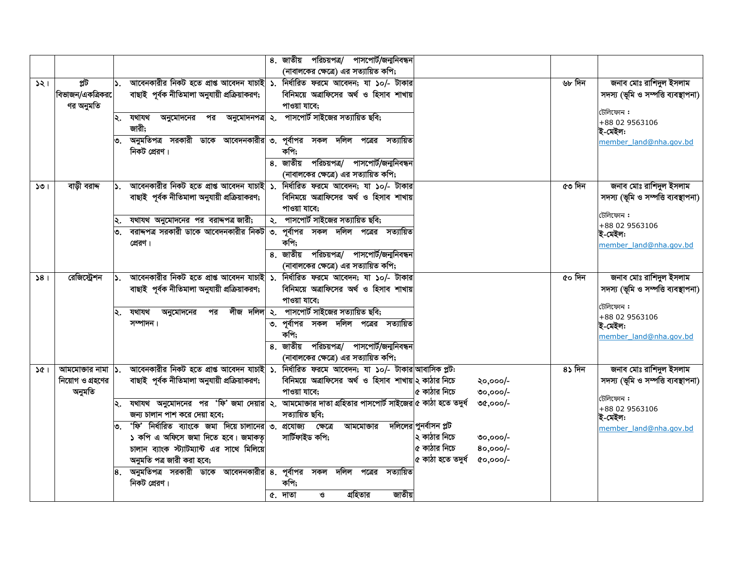| | | | | | | |
|---|---|---|---|---|---|---|
| | | | ৪. জাতীয় পরিচয়পত্র/ পাসপোর্ট/জন্মনিবন্ধন (নাবালকের ক্ষেত্রে) এর সত্যায়িত কপি; | | | |
| ১২। | প্লট বিভাজন/একত্রিকরণের অনুমতি | ১. আবেনকারীর নিকট হতে প্রাপ্ত আবেদন যাচাই বাছাই পূর্বক নীতিমালা অনুযায়ী প্রক্রিয়াকরণ;<br>২. যথাযথ অনুমোদনের পর অনুমোদনপত্র জারী;<br>৩. অনুমতিপত্র সরকারী ডাকে আবেদনকারীর নিকট প্রেরণ। | ১. নির্ধারিত ফরমে আবেদন; যা ১০/- টাকার বিনিময়ে অত্রাফিসের অর্থ ও হিসাব শাখায় পাওয়া যাবে;<br>২. পাসপোর্ট সাইজের সত্যায়িত ছবি;<br>৩. পূর্বাপর সকল দলিল পত্রের সত্যায়িত কপি;<br>৪. জাতীয় পরিচয়পত্র/ পাসপোর্ট/জন্মনিবন্ধন (নাবালকের ক্ষেত্রে) এর সত্যায়িত কপি; | | ৬৮ দিন | জনাব মোঃ রাশিদুল ইসলাম<br>সদস্য (ভূমি ও সম্পত্তি ব্যবস্থাপনা)<br>টেলিফোন :<br>+88 02 9563106<br>ই-মেইল:<br>member_land@nha.gov.bd |
| ১৩। | বাড়ী বরাদ্দ | ১. আবেনকারীর নিকট হতে প্রাপ্ত আবেদন যাচাই বাছাই পূর্বক নীতিমালা অনুযায়ী প্রক্রিয়াকরণ;<br>২. যথাযথ অনুমোদনের পর বরাদ্দপত্র জারী;<br>৩. বরাদ্দপত্র সরকারী ডাকে আবেদনকারীর নিকট প্রেরণ। | ১. নির্ধারিত ফরমে আবেদন; যা ১০/- টাকার বিনিময়ে অত্রাফিসের অর্থ ও হিসাব শাখায় পাওয়া যাবে;<br>২. পাসপোর্ট সাইজের সত্যায়িত ছবি;<br>৩. পূর্বাপর সকল দলিল পত্রের সত্যায়িত কপি;<br>৪. জাতীয় পরিচয়পত্র/ পাসপোর্ট/জন্মনিবন্ধন (নাবালকের ক্ষেত্রে) এর সত্যায়িত কপি; | | ৫৩ দিন | জনাব মোঃ রাশিদুল ইসলাম<br>সদস্য (ভূমি ও সম্পত্তি ব্যবস্থাপনা)<br>টেলিফোন :<br>+88 02 9563106<br>ই-মেইল:<br>member_land@nha.gov.bd |
| ১৪। | রেজিস্ট্রেশন | ১. আবেনকারীর নিকট হতে প্রাপ্ত আবেদন যাচাই বাছাই পূর্বক নীতিমালা অনুযায়ী প্রক্রিয়াকরণ;<br>২. যথাযথ অনুমোদনের পর লীজ দলিল সম্পাদন। | ১. নির্ধারিত ফরমে আবেদন; যা ১০/- টাকার বিনিময়ে অত্রাফিসের অর্থ ও হিসাব শাখায় পাওয়া যাবে;<br>২. পাসপোর্ট সাইজের সত্যায়িত ছবি;<br>৩. পূর্বাপর সকল দলিল পত্রের সত্যায়িত কপি;<br>৪. জাতীয় পরিচয়পত্র/ পাসপোর্ট/জন্মনিবন্ধন (নাবালকের ক্ষেত্রে) এর সত্যায়িত কপি; | | ৫০ দিন | জনাব মোঃ রাশিদুল ইসলাম<br>সদস্য (ভূমি ও সম্পত্তি ব্যবস্থাপনা)<br>টেলিফোন :<br>+88 02 9563106<br>ই-মেইল:<br>member_land@nha.gov.bd |
| ১৫। | আমমোক্তার নামা নিয়োগ ও গ্রহণের অনুমতি | ১. আবেনকারীর নিকট হতে প্রাপ্ত আবেদন যাচাই বাছাই পূর্বক নীতিমালা অনুযায়ী প্রক্রিয়াকরণ;<br>২. যথাযথ অনুমোদনের পর 'ফি' জমা দেয়ার জন্য চালান পাশ করে দেয়া হবে;<br>৩. 'ফি' নির্ধারিত ব্যাংকে জমা দিয়ে চালানের ১ কপি এ অফিসে জমা দিতে হবে। জমাকৃত চালান ব্যাংক স্ট্যাটম্যান্ট এর সাথে মিলিয়ে অনুমতি পত্র জারী করা হবে;<br>৪. অনুমতিপত্র সরকারী ডাকে আবেদনকারীর নিকট প্রেরণ। | ১. নির্ধারিত ফরমে আবেদন; যা ১০/- টাকার বিনিময়ে অত্রাফিসের অর্থ ও হিসাব শাখায় পাওয়া যাবে;<br>২. আমমোক্তার দাতা গ্রহিতার পাসপোর্ট সাইজের সত্যায়িত ছবি;<br>৩. প্রযোজ্য ক্ষেত্রে আমমোক্তার দলিলের সার্টিফাইড কপি;<br>৪. পূর্বাপর সকল দলিল পত্রের সত্যায়িত কপি;<br>৫. দাতা ও গ্রহিতার জাতীয় | আবাসিক প্লট:<br>২ কাঠার নিচে ২০,০০০/-<br>৫ কাঠার নিচে ৩০,০০০/-<br>৫ কাঠা হতে তদুর্ধ ৩৫,০০০/-<br>পুনর্বাসন প্লট<br>২ কাঠার নিচে ৩০,০০০/-<br>৫ কাঠার নিচে ৪০,০০০/-<br>৫ কাঠা হতে তদুর্ধ ৫০,০০০/- | ৪১ দিন | জনাব মোঃ রাশিদুল ইসলাম<br>সদস্য (ভূমি ও সম্পত্তি ব্যবস্থাপনা)<br>টেলিফোন :<br>+88 02 9563106<br>ই-মেইল:<br>member_land@nha.gov.bd |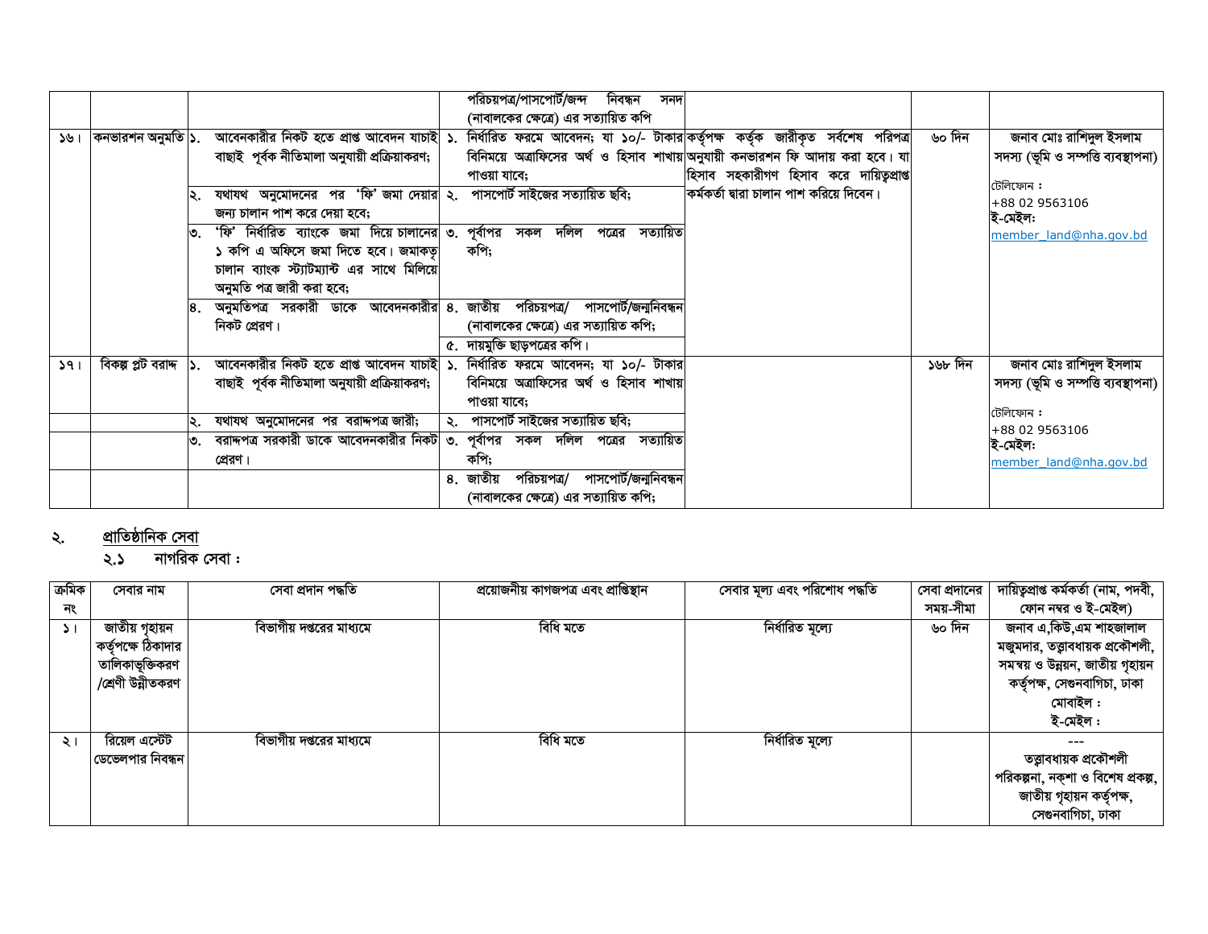| | | | পরিচয়পত্র/পাসপোর্ট/জন্ম নিবন্ধন সনদ (নাবালকের ক্ষেত্রে) এর সত্যায়িত কপি | | | |
|---|---|---|---|---|---|---|
| ১৬। | কনভারশন অনুমতি | ১. আবেদনকারীর নিকট হতে প্রাপ্ত আবেদন যাচাই বাছাই পূর্বক নীতিমালা অনুযায়ী প্রক্রিয়াকরণ;<br>২. যথাযথ অনুমোদনের পর 'ফি' জমা দেয়ার জন্য চালান পাশ করে দেয়া হবে;<br>৩. 'ফি' নির্ধারিত ব্যাংকে জমা দিয়ে চালানের ১ কপি এ অফিসে জমা দিতে হবে। জমাকৃত চালান ব্যাংক স্ট্যাটম্যান্ট এর সাথে মিলিয়ে অনুমতি পত্র জারী করা হবে;<br>৪. অনুমতিপত্র সরকারী ডাকে আবেদনকারীর নিকট প্রেরণ। | ১. নির্ধারিত ফরমে আবেদন; যা ১০/- টাকার বিনিময়ে অত্রাফিসের অর্থ ও হিসাব শাখায় পাওয়া যাবে;<br>২. পাসপোর্ট সাইজের সত্যায়িত ছবি;<br>৩. পূর্বাপর সকল দলিল পত্রের সত্যায়িত কপি;<br>৪. জাতীয় পরিচয়পত্র/ পাসপোর্ট/জন্মনিবন্ধন (নাবালকের ক্ষেত্রে) এর সত্যায়িত কপি;<br>৫. দায়মুক্তি ছাড়পত্রের কপি। | কর্তৃপক্ষ কর্তৃক জারীকৃত সর্বশেষ পরিপত্র অনুযায়ী কনভারশন ফি আদায় করা হবে। যা হিসাব সহকারীগণ হিসাব করে দায়িত্বপ্রাপ্ত কর্মকর্তা দ্বারা চালান পাশ করিয়ে দিবেন। | ৬০ দিন | জনাব মোঃ রাশিদুল ইসলাম<br>সদস্য (ভূমি ও সম্পত্তি ব্যবস্থাপনা)<br>টেলিফোন : +88 02 9563106<br>ই-মেইল: member_land@nha.gov.bd |
| ১৭। | বিকল্প প্লট বরাদ্দ | ১. আবেদনকারীর নিকট হতে প্রাপ্ত আবেদন যাচাই বাছাই পূর্বক নীতিমালা অনুযায়ী প্রক্রিয়াকরণ;<br>২. যথাযথ অনুমোদনের পর বরাদ্দপত্র জারী;<br>৩. বরাদ্দপত্র সরকারী ডাকে আবেদনকারীর নিকট প্রেরণ। | ১. নির্ধারিত ফরমে আবেদন; যা ১০/- টাকার বিনিময়ে অত্রাফিসের অর্থ ও হিসাব শাখায় পাওয়া যাবে;<br>২. পাসপোর্ট সাইজের সত্যায়িত ছবি;<br>৩. পূর্বাপর সকল দলিল পত্রের সত্যায়িত কপি;<br>৪. জাতীয় পরিচয়পত্র/ পাসপোর্ট/জন্মনিবন্ধন (নাবালকের ক্ষেত্রে) এর সত্যায়িত কপি; | | ১৬৮ দিন | জনাব মোঃ রাশিদুল ইসলাম<br>সদস্য (ভূমি ও সম্পত্তি ব্যবস্থাপনা)<br>টেলিফোন : +88 02 9563106<br>ই-মেইল: member_land@nha.gov.bd |

## ২. প্রাতিষ্ঠানিক সেবা

### ২.১ নাগরিক সেবা :

| ক্রমিক নং | সেবার নাম | সেবা প্রদান পদ্ধতি | প্রয়োজনীয় কাগজপত্র এবং প্রাপ্তিস্থান | সেবার মূল্য এবং পরিশোধ পদ্ধতি | সেবা প্রদানের সময়-সীমা | দায়িত্বপ্রাপ্ত কর্মকর্তা (নাম, পদবী, ফোন নম্বর ও ই-মেইল) |
|---|---|---|---|---|---|---|
| ১। | জাতীয় গৃহায়ন কর্তৃপক্ষে ঠিকাদার তালিকাভূক্তিকরণ /শ্রেণী উন্নীতকরণ | বিভাগীয় দপ্তরের মাধ্যমে | বিধি মতে | নির্ধারিত মূল্যে | ৬০ দিন | জনাব এ,কিউ,এম শাহজালাল মজুমদার, তত্ত্বাবধায়ক প্রকৌশলী, সমন্বয় ও উন্নয়ন, জাতীয় গৃহায়ন কর্তৃপক্ষ, সেগুনবাগিচা, ঢাকা<br>মোবাইল :<br>ই-মেইল : |
| ২। | রিয়েল এস্টেট ডেভেলপার নিবন্ধন | বিভাগীয় দপ্তরের মাধ্যমে | বিধি মতে | নির্ধারিত মূল্যে | | ---<br>তত্ত্বাবধায়ক প্রকৌশলী পরিকল্পনা, নকশা ও বিশেষ প্রকল্প, জাতীয় গৃহায়ন কর্তৃপক্ষ, সেগুনবাগিচা, ঢাকা |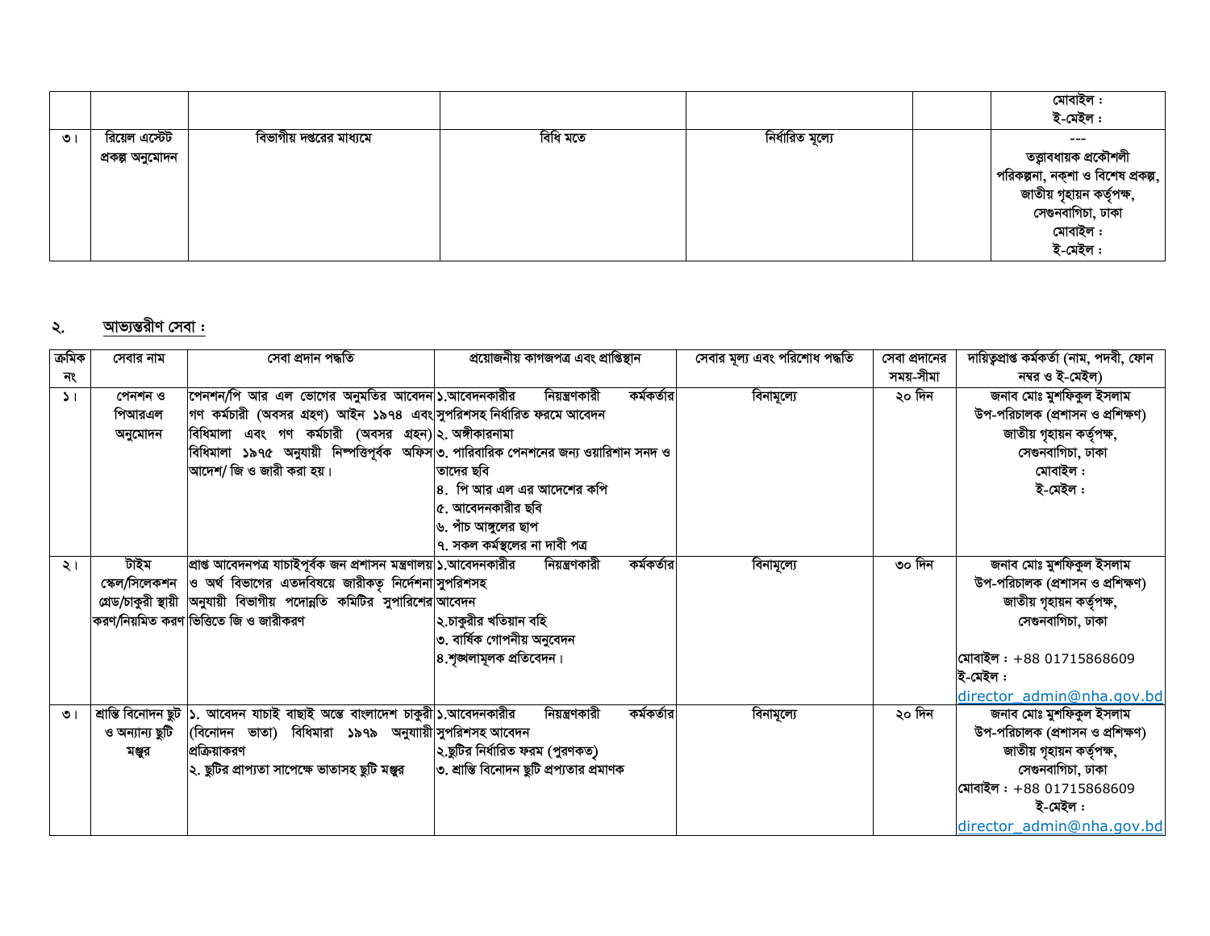| | | | | | | |
|---|---|---|---|---|---|---|
| | | | | | | মোবাইল :<br>ই-মেইল : |
| ৩। | রিয়েল এস্টেট প্রকল্প অনুমোদন | বিভাগীয় দপ্তরের মাধ্যমে | বিধি মতে | নির্ধারিত মূল্যে | | ---<br>তত্ত্বাবধায়ক প্রকৌশলী<br>পরিকল্পনা, নক্‌শা ও বিশেষ প্রকল্প,<br>জাতীয় গৃহায়ন কর্তৃপক্ষ,<br>সেগুনবাগিচা, ঢাকা<br>মোবাইল :<br>ই-মেইল : |

## ২. আভ্যন্তরীণ সেবা :

| ক্রমিক নং | সেবার নাম | সেবা প্রদান পদ্ধতি | প্রয়োজনীয় কাগজপত্র এবং প্রাপ্তিস্থান | সেবার মূল্য এবং পরিশোধ পদ্ধতি | সেবা প্রদানের সময়-সীমা | দায়িত্বপ্রাপ্ত কর্মকর্তা (নাম, পদবী, ফোন নম্বর ও ই-মেইল) |
|---|---|---|---|---|---|---|
| ১। | পেনশন ও পিআরএল অনুমোদন | পেনশন/পি আর এল ভোগের অনুমতির আবেদন গণ কর্মচারী (অবসর গ্রহণ) আইন ১৯৭৪ এবং বিধিমালা এবং গণ কর্মচারী (অবসর গ্রহন) বিধিমালা ১৯৭৫ অনুযায়ী নিষ্পত্তিপূর্বক অফিস আদেশ/ জি ও জারী করা হয়। | ১.আবেদনকারীর নিয়ন্ত্রনকারী কর্মকর্তার সুপরিশসহ নির্ধারিত ফরমে আবেদন<br>২. অঙ্গীকারনামা<br>৩. পারিবারিক পেনশনের জন্য ওয়ারিশান সনদ ও তাদের ছবি<br>৪. পি আর এল এর আদেশের কপি<br>৫. আবেদনকারীর ছবি<br>৬. পাঁচ আঙ্গুলের ছাপ<br>৭. সকল কর্মস্থলের না দাবী পত্র | বিনামূল্যে | ২০ দিন | জনাব মোঃ মুশফিকুল ইসলাম<br>উপ-পরিচালক (প্রশাসন ও প্রশিক্ষণ)<br>জাতীয় গৃহায়ন কর্তৃপক্ষ,<br>সেগুনবাগিচা, ঢাকা<br>মোবাইল :<br>ই-মেইল : |
| ২। | টাইম স্কেল/সিলেকশন গ্রেড/চাকুরী স্থায়ী করণ/নিয়মিত করণ | প্রাপ্ত আবেদনপত্র যাচাইপূর্বক জন প্রশাসন মন্ত্রণালয় ও অর্থ বিভাগের এতদবিষয়ে জারীকতৃ নির্দেশনা অনুযায়ী বিভাগীয় পদোন্নতি কমিটির সুপারিশের ভিত্তিতে জি ও জারীকরণ | ১.আবেদনকারীর নিয়ন্ত্রনকারী কর্মকর্তার সুপরিশসহ আবেদন<br>২.চাকুরীর খতিয়ান বহি<br>৩. বার্ষিক গোপনীয় অনুবেদন<br>৪.শৃঙ্খলামূলক প্রতিবেদন। | বিনামূল্যে | ৩০ দিন | জনাব মোঃ মুশফিকুল ইসলাম<br>উপ-পরিচালক (প্রশাসন ও প্রশিক্ষণ)<br>জাতীয় গৃহায়ন কর্তৃপক্ষ,<br>সেগুনবাগিচা, ঢাকা<br>মোবাইল : +88 01715868609<br>ই-মেইল : director_admin@nha.gov.bd |
| ৩। | শ্রান্তি বিনোদন ছুট ও অন্যান্য ছুটি মঞ্জুর | ১. আবেদন যাচাই বাছাই অন্তে বাংলাদেশ চাকুরী (বিনোদন ভাতা) বিধিমারা ১৯৭৯ অনুযায়ী প্রক্রিয়াকরণ<br>২. ছুটির প্রাপ্যতা সাপেক্ষে ভাতাসহ ছুটি মঞ্জুর | ১.আবেদনকারীর নিয়ন্ত্রনকারী কর্মকর্তার সুপরিশসহ আবেদন<br>২.ছুটির নির্ধারিত ফরম (পুরণকত)<br>৩. শ্রান্তি বিনোদন ছুটি প্রপ্যতার প্রমাণক | বিনামূল্যে | ২০ দিন | জনাব মোঃ মুশফিকুল ইসলাম<br>উপ-পরিচালক (প্রশাসন ও প্রশিক্ষণ)<br>জাতীয় গৃহায়ন কর্তৃপক্ষ,<br>সেগুনবাগিচা, ঢাকা<br>মোবাইল : +88 01715868609<br>ই-মেইল : director_admin@nha.gov.bd |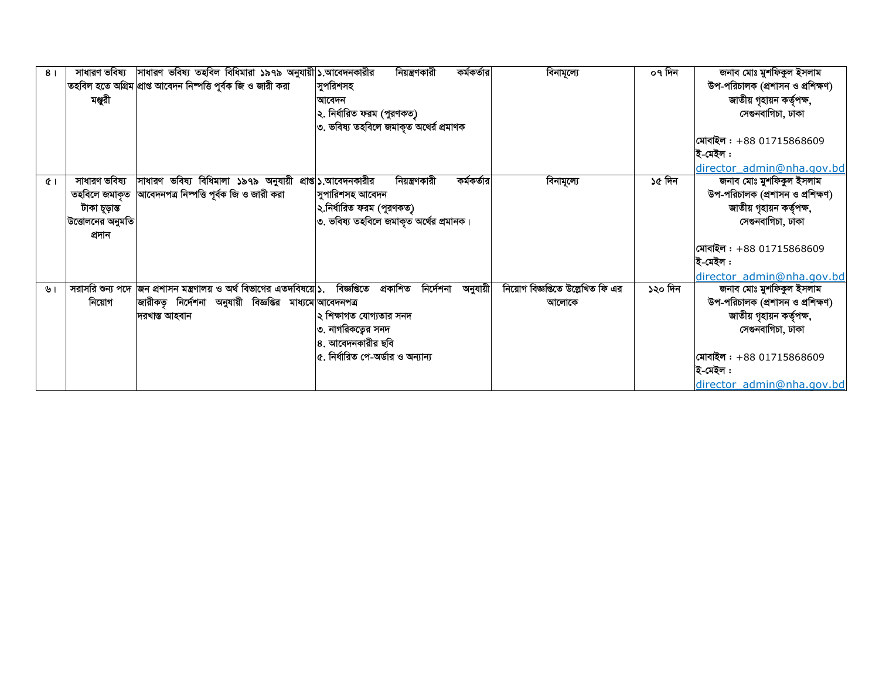| | | | | | | |
|---|---|---|---|---|---|---|
| ৪। | সাধারণ ভবিষ্য তহবিল হতে অগ্রিম মঞ্জুরী | সাধারণ ভবিষ্য তহবিল বিধিমারা ১৯৭৯ অনুযায়ী প্রাপ্ত আবেদন নিষ্পত্তি পূর্বক জি ও জারী করা | ১.আবেদনকারীর নিয়ন্ত্রণকারী কর্মকর্তার সুপরিশসহ আবেদন<br>২. নির্ধারিত ফরম (পুরণকত্)<br>৩. ভবিষ্য তহবিলে জমাকৃত অর্থের প্রমাণক | বিনামূল্যে | ০৭ দিন | জনাব মোঃ মুশফিকুল ইসলাম<br>উপ-পরিচালক (প্রশাসন ও প্রশিক্ষণ)<br>জাতীয় গৃহায়ন কর্তৃপক্ষ,<br>সেগুনবাগিচা, ঢাকা<br><br>মোবাইল : +88 01715868609<br>ই-মেইল :<br>director_admin@nha.gov.bd |
| ৫। | সাধারণ ভবিষ্য তহবিলে জমাকৃত টাকা চূড়ান্ত উত্তোলনের অনুমতি প্রদান | সাধারণ ভবিষ্য বিধিমালা ১৯৭৯ অনুযায়ী প্রাপ্ত আবেদনপত্র নিষ্পত্তি পূর্বক জি ও জারী করা | ১.আবেদনকারীর নিয়ন্ত্রণকারী কর্মকর্তার সুপারিশসহ আবেদন<br>২.নির্ধারিত ফরম (পূরণকত্)<br>৩. ভবিষ্য তহবিলে জমাকৃত অর্থের প্রমানক। | বিনামূল্যে | ১৫ দিন | জনাব মোঃ মুশফিকুল ইসলাম<br>উপ-পরিচালক (প্রশাসন ও প্রশিক্ষণ)<br>জাতীয় গৃহায়ন কর্তৃপক্ষ,<br>সেগুনবাগিচা, ঢাকা<br><br>মোবাইল : +88 01715868609<br>ই-মেইল :<br>director_admin@nha.gov.bd |
| ৬। | সরাসরি শুন্য পদে নিয়োগ | জন প্রশাসন মন্ত্রণালয় ও অর্থ বিভাগের এতদবিষয়ে জারীকতৃ নির্দেশনা অনুযায়ী বিজ্ঞপ্তির মাধ্যমে দরখাস্ত আহবান | ১. বিজ্ঞপ্তিতে প্রকাশিত নির্দেশনা অনুযায়ী আবেদনপত্র<br>২ শিক্ষাগত যোগ্যতার সনদ<br>৩. নাগরিকত্বের সনদ<br>৪. আবেদনকারীর ছবি<br>৫. নির্ধারিত পে-অর্ডার ও অন্যান্য | নিয়োগ বিজ্ঞপ্তিতে উল্লেখিত ফি এর আলোকে | ১২০ দিন | জনাব মোঃ মুশফিকুল ইসলাম<br>উপ-পরিচালক (প্রশাসন ও প্রশিক্ষণ)<br>জাতীয় গৃহায়ন কর্তৃপক্ষ,<br>সেগুনবাগিচা, ঢাকা<br><br>মোবাইল : +88 01715868609<br>ই-মেইল :<br>director_admin@nha.gov.bd |